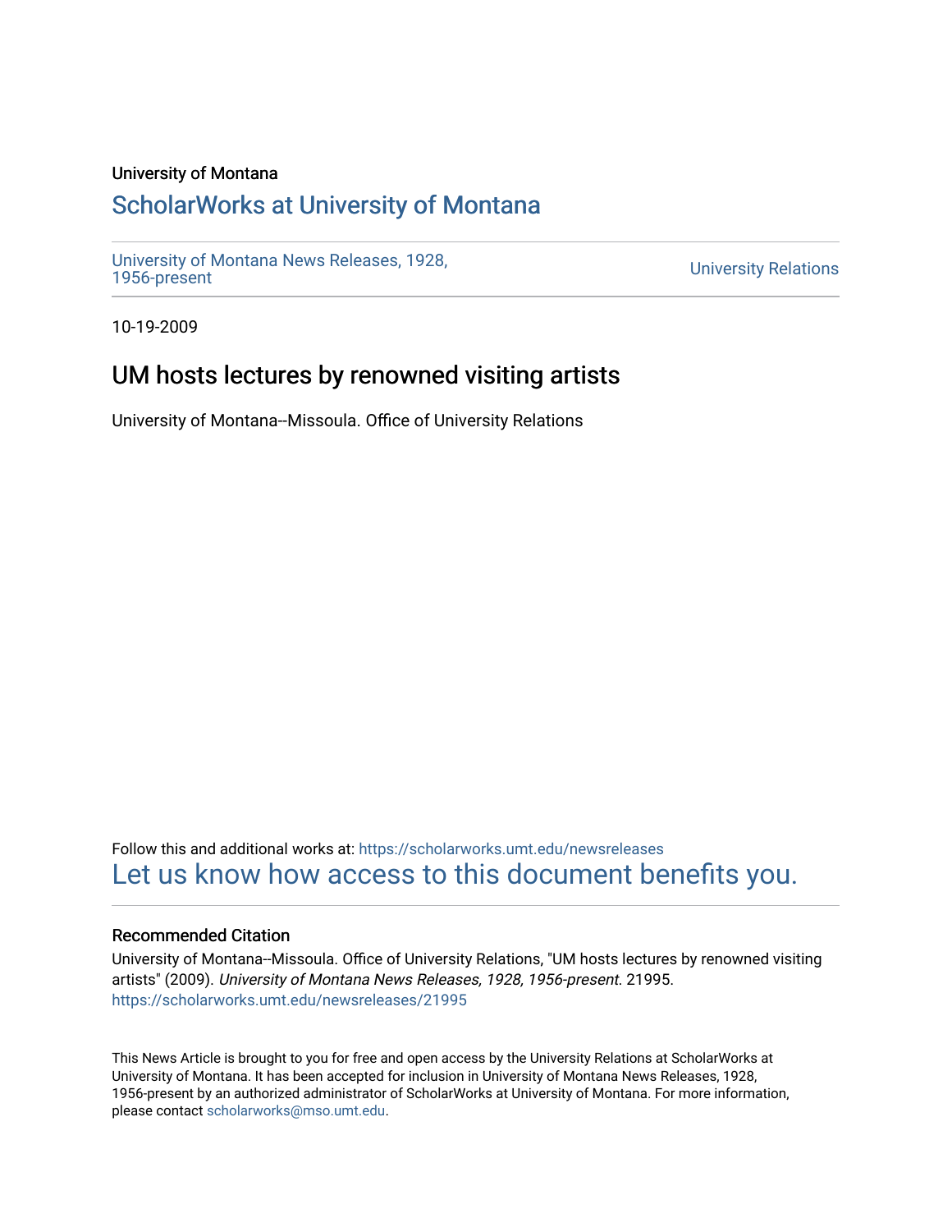University of Montana

## ScholarWorks at University of Montana

University of Montana News Releases, 1928, 1956-present

University Relations

10-19-2009

# UM hosts lectures by renowned visiting artists

University of Montana--Missoula. Office of University Relations

Follow this and additional works at: https://scholarworks.umt.edu/newsreleases

Let us know how access to this document benefits you.

### Recommended Citation

University of Montana--Missoula. Office of University Relations, "UM hosts lectures by renowned visiting artists" (2009). *University of Montana News Releases, 1928, 1956-present*. 21995.
https://scholarworks.umt.edu/newsreleases/21995

This News Article is brought to you for free and open access by the University Relations at ScholarWorks at University of Montana. It has been accepted for inclusion in University of Montana News Releases, 1928, 1956-present by an authorized administrator of ScholarWorks at University of Montana. For more information, please contact scholarworks@mso.umt.edu.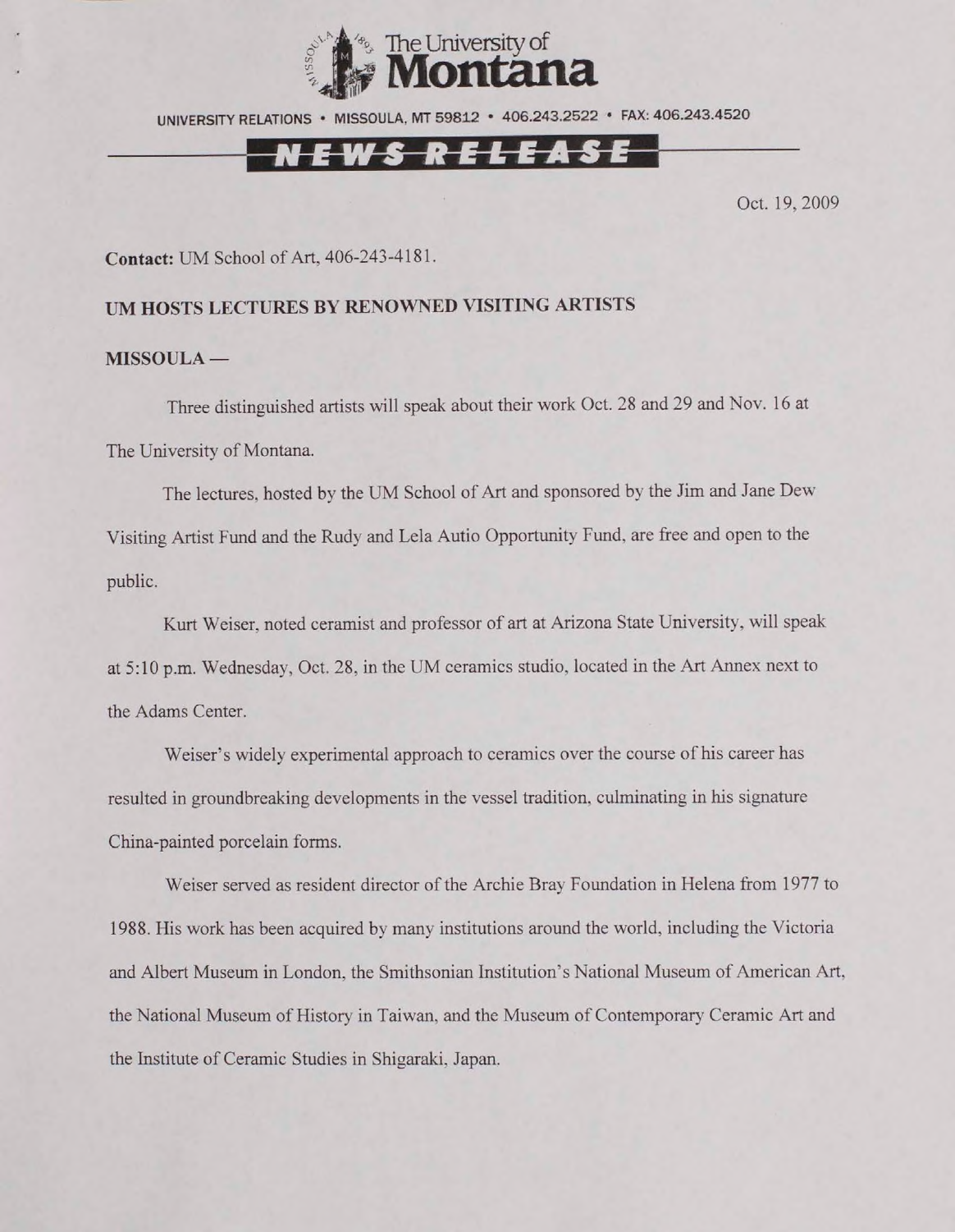The University of Montana

UNIVERSITY RELATIONS • MISSOULA, MT 59812 • 406.243.2522 • FAX: 406.243.4520

# NEWS RELEASE

Oct. 19, 2009

**Contact:** UM School of Art, 406-243-4181.

## UM HOSTS LECTURES BY RENOWNED VISITING ARTISTS

**MISSOULA —**

Three distinguished artists will speak about their work Oct. 28 and 29 and Nov. 16 at The University of Montana.

The lectures, hosted by the UM School of Art and sponsored by the Jim and Jane Dew Visiting Artist Fund and the Rudy and Lela Autio Opportunity Fund, are free and open to the public.

Kurt Weiser, noted ceramist and professor of art at Arizona State University, will speak at 5:10 p.m. Wednesday, Oct. 28, in the UM ceramics studio, located in the Art Annex next to the Adams Center.

Weiser's widely experimental approach to ceramics over the course of his career has resulted in groundbreaking developments in the vessel tradition, culminating in his signature China-painted porcelain forms.

Weiser served as resident director of the Archie Bray Foundation in Helena from 1977 to 1988. His work has been acquired by many institutions around the world, including the Victoria and Albert Museum in London, the Smithsonian Institution's National Museum of American Art, the National Museum of History in Taiwan, and the Museum of Contemporary Ceramic Art and the Institute of Ceramic Studies in Shigaraki, Japan.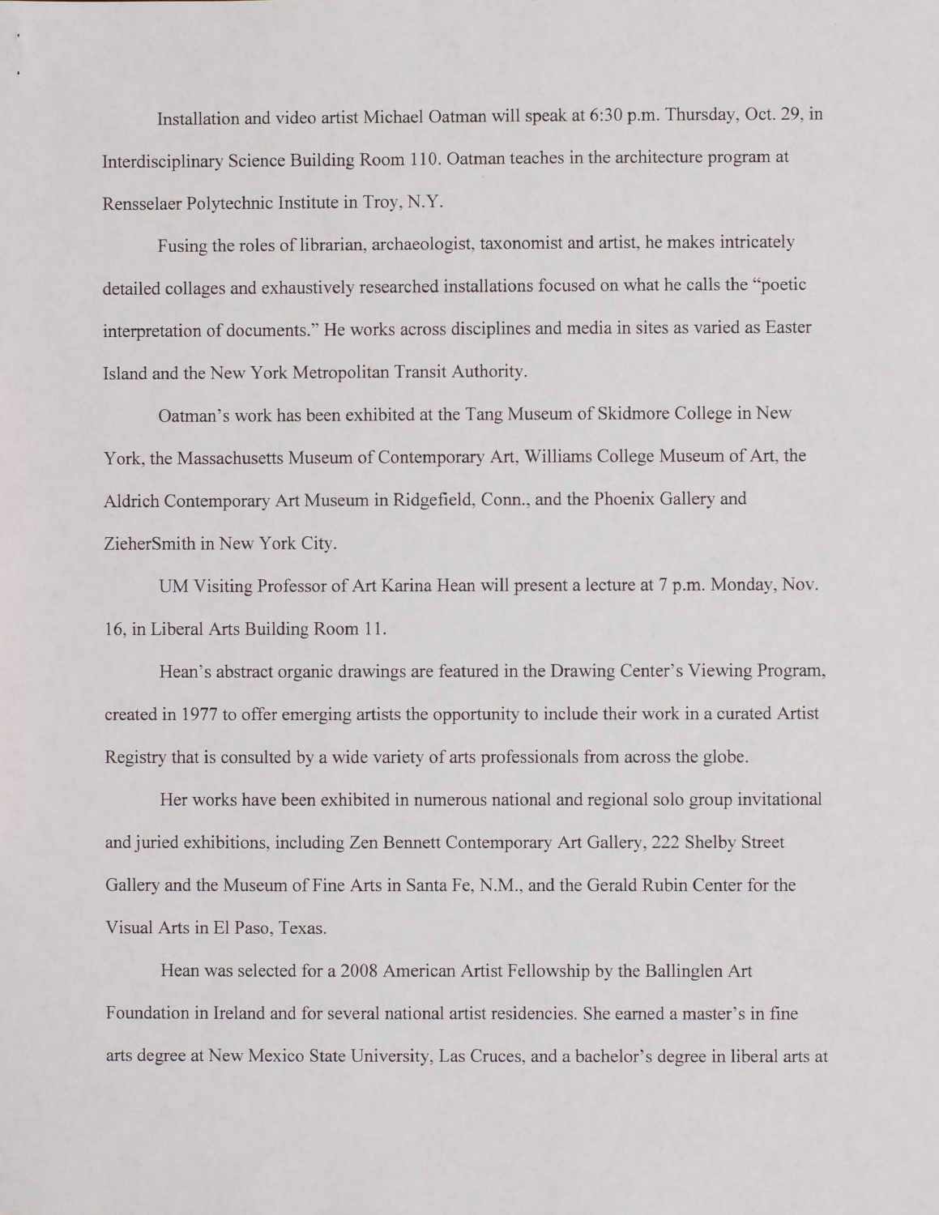Installation and video artist Michael Oatman will speak at 6:30 p.m. Thursday, Oct. 29, in Interdisciplinary Science Building Room 110. Oatman teaches in the architecture program at Rensselaer Polytechnic Institute in Troy, N.Y.

Fusing the roles of librarian, archaeologist, taxonomist and artist, he makes intricately detailed collages and exhaustively researched installations focused on what he calls the "poetic interpretation of documents." He works across disciplines and media in sites as varied as Easter Island and the New York Metropolitan Transit Authority.

Oatman's work has been exhibited at the Tang Museum of Skidmore College in New York, the Massachusetts Museum of Contemporary Art, Williams College Museum of Art, the Aldrich Contemporary Art Museum in Ridgefield, Conn., and the Phoenix Gallery and ZieherSmith in New York City.

UM Visiting Professor of Art Karina Hean will present a lecture at 7 p.m. Monday, Nov. 16, in Liberal Arts Building Room 11.

Hean's abstract organic drawings are featured in the Drawing Center's Viewing Program, created in 1977 to offer emerging artists the opportunity to include their work in a curated Artist Registry that is consulted by a wide variety of arts professionals from across the globe.

Her works have been exhibited in numerous national and regional solo group invitational and juried exhibitions, including Zen Bennett Contemporary Art Gallery, 222 Shelby Street Gallery and the Museum of Fine Arts in Santa Fe, N.M., and the Gerald Rubin Center for the Visual Arts in El Paso, Texas.

Hean was selected for a 2008 American Artist Fellowship by the Ballinglen Art Foundation in Ireland and for several national artist residencies. She earned a master's in fine arts degree at New Mexico State University, Las Cruces, and a bachelor's degree in liberal arts at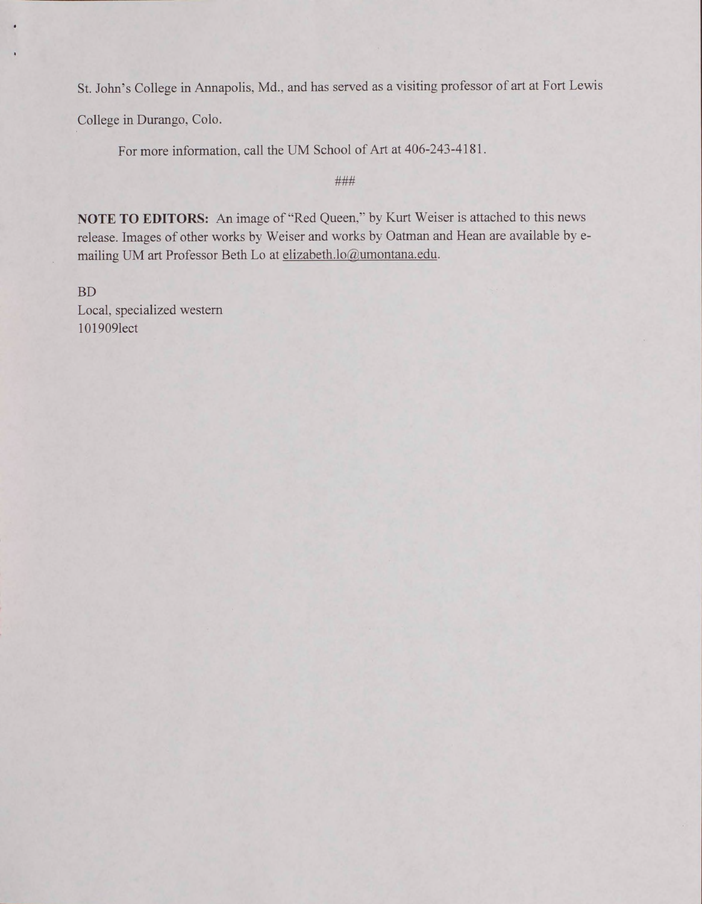St. John's College in Annapolis, Md., and has served as a visiting professor of art at Fort Lewis College in Durango, Colo.

For more information, call the UM School of Art at 406-243-4181.

###

**NOTE TO EDITORS:** An image of "Red Queen," by Kurt Weiser is attached to this news release. Images of other works by Weiser and works by Oatman and Hean are available by e-mailing UM art Professor Beth Lo at elizabeth.lo@umontana.edu.

BD
Local, specialized western
101909lect